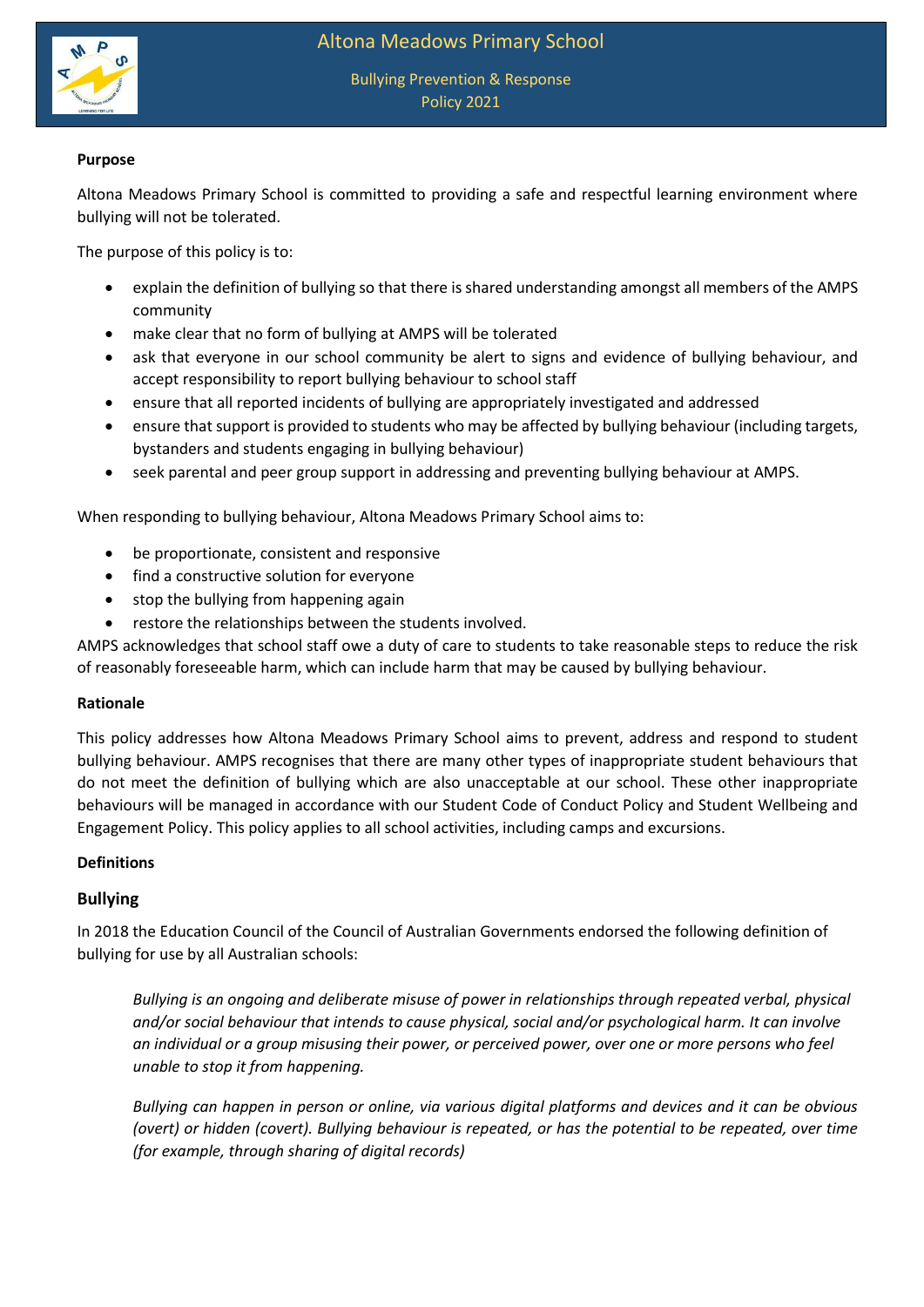# Altona Meadows Primary School

Bullying Prevention & Response Policy 2021

**Purpose**

Altona Meadows Primary School is committed to providing a safe and respectful learning environment where bullying will not be tolerated.

The purpose of this policy is to:

- explain the definition of bullying so that there is shared understanding amongst all members of the AMPS community
- make clear that no form of bullying at AMPS will be tolerated
- ask that everyone in our school community be alert to signs and evidence of bullying behaviour, and accept responsibility to report bullying behaviour to school staff
- ensure that all reported incidents of bullying are appropriately investigated and addressed
- ensure that support is provided to students who may be affected by bullying behaviour (including targets, bystanders and students engaging in bullying behaviour)
- seek parental and peer group support in addressing and preventing bullying behaviour at AMPS.

When responding to bullying behaviour, Altona Meadows Primary School aims to:

- be proportionate, consistent and responsive
- find a constructive solution for everyone
- stop the bullying from happening again
- restore the relationships between the students involved.

AMPS acknowledges that school staff owe a duty of care to students to take reasonable steps to reduce the risk of reasonably foreseeable harm, which can include harm that may be caused by bullying behaviour.

**Rationale**

This policy addresses how Altona Meadows Primary School aims to prevent, address and respond to student bullying behaviour. AMPS recognises that there are many other types of inappropriate student behaviours that do not meet the definition of bullying which are also unacceptable at our school. These other inappropriate behaviours will be managed in accordance with our Student Code of Conduct Policy and Student Wellbeing and Engagement Policy. This policy applies to all school activities, including camps and excursions.

**Definitions**

**Bullying**

In 2018 the Education Council of the Council of Australian Governments endorsed the following definition of bullying for use by all Australian schools:

> *Bullying is an ongoing and deliberate misuse of power in relationships through repeated verbal, physical and/or social behaviour that intends to cause physical, social and/or psychological harm. It can involve an individual or a group misusing their power, or perceived power, over one or more persons who feel unable to stop it from happening.*
>
> *Bullying can happen in person or online, via various digital platforms and devices and it can be obvious (overt) or hidden (covert). Bullying behaviour is repeated, or has the potential to be repeated, over time (for example, through sharing of digital records)*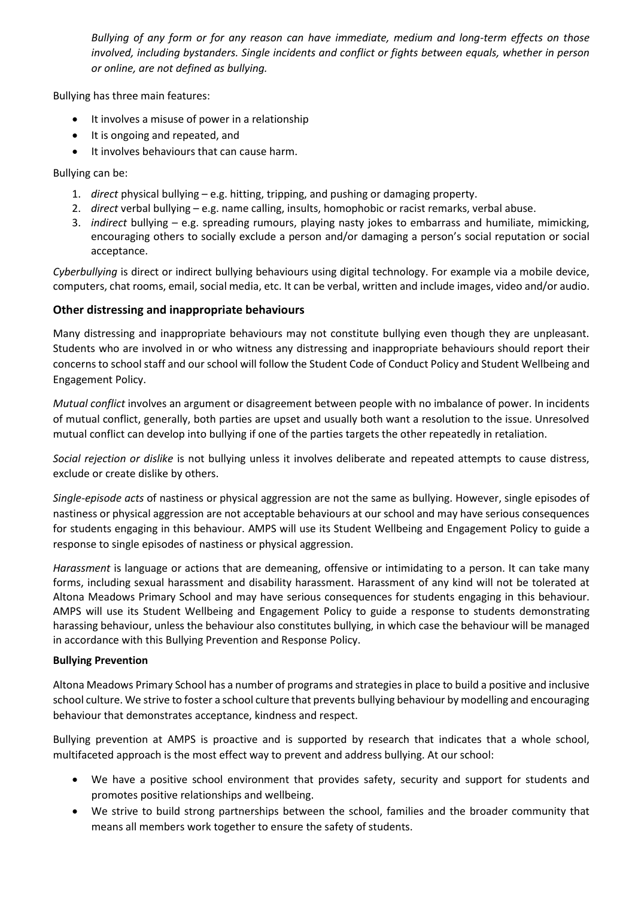*Bullying of any form or for any reason can have immediate, medium and long-term effects on those involved, including bystanders. Single incidents and conflict or fights between equals, whether in person or online, are not defined as bullying.*

Bullying has three main features:

- It involves a misuse of power in a relationship
- It is ongoing and repeated, and
- It involves behaviours that can cause harm.

Bullying can be:

1. *direct* physical bullying – e.g. hitting, tripping, and pushing or damaging property.
2. *direct* verbal bullying – e.g. name calling, insults, homophobic or racist remarks, verbal abuse.
3. *indirect* bullying – e.g. spreading rumours, playing nasty jokes to embarrass and humiliate, mimicking, encouraging others to socially exclude a person and/or damaging a person's social reputation or social acceptance.

*Cyberbullying* is direct or indirect bullying behaviours using digital technology. For example via a mobile device, computers, chat rooms, email, social media, etc. It can be verbal, written and include images, video and/or audio.

## Other distressing and inappropriate behaviours

Many distressing and inappropriate behaviours may not constitute bullying even though they are unpleasant. Students who are involved in or who witness any distressing and inappropriate behaviours should report their concerns to school staff and our school will follow the Student Code of Conduct Policy and Student Wellbeing and Engagement Policy.

*Mutual conflict* involves an argument or disagreement between people with no imbalance of power. In incidents of mutual conflict, generally, both parties are upset and usually both want a resolution to the issue. Unresolved mutual conflict can develop into bullying if one of the parties targets the other repeatedly in retaliation.

*Social rejection or dislike* is not bullying unless it involves deliberate and repeated attempts to cause distress, exclude or create dislike by others.

*Single-episode acts* of nastiness or physical aggression are not the same as bullying. However, single episodes of nastiness or physical aggression are not acceptable behaviours at our school and may have serious consequences for students engaging in this behaviour. AMPS will use its Student Wellbeing and Engagement Policy to guide a response to single episodes of nastiness or physical aggression.

*Harassment* is language or actions that are demeaning, offensive or intimidating to a person. It can take many forms, including sexual harassment and disability harassment. Harassment of any kind will not be tolerated at Altona Meadows Primary School and may have serious consequences for students engaging in this behaviour. AMPS will use its Student Wellbeing and Engagement Policy to guide a response to students demonstrating harassing behaviour, unless the behaviour also constitutes bullying, in which case the behaviour will be managed in accordance with this Bullying Prevention and Response Policy.

### Bullying Prevention

Altona Meadows Primary School has a number of programs and strategies in place to build a positive and inclusive school culture. We strive to foster a school culture that prevents bullying behaviour by modelling and encouraging behaviour that demonstrates acceptance, kindness and respect.

Bullying prevention at AMPS is proactive and is supported by research that indicates that a whole school, multifaceted approach is the most effect way to prevent and address bullying. At our school:

- We have a positive school environment that provides safety, security and support for students and promotes positive relationships and wellbeing.
- We strive to build strong partnerships between the school, families and the broader community that means all members work together to ensure the safety of students.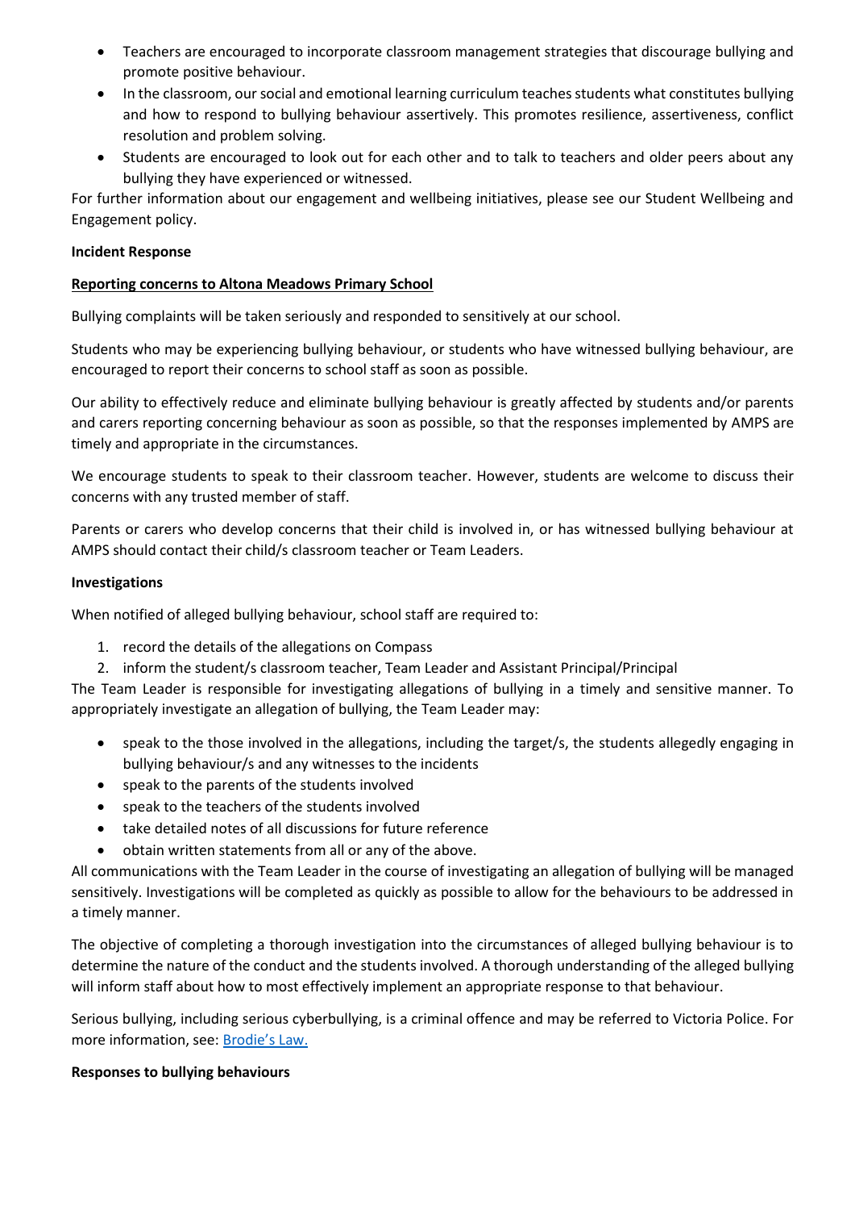- Teachers are encouraged to incorporate classroom management strategies that discourage bullying and promote positive behaviour.
- In the classroom, our social and emotional learning curriculum teaches students what constitutes bullying and how to respond to bullying behaviour assertively. This promotes resilience, assertiveness, conflict resolution and problem solving.
- Students are encouraged to look out for each other and to talk to teachers and older peers about any bullying they have experienced or witnessed.

For further information about our engagement and wellbeing initiatives, please see our Student Wellbeing and Engagement policy.

**Incident Response**

**Reporting concerns to Altona Meadows Primary School**

Bullying complaints will be taken seriously and responded to sensitively at our school.

Students who may be experiencing bullying behaviour, or students who have witnessed bullying behaviour, are encouraged to report their concerns to school staff as soon as possible.

Our ability to effectively reduce and eliminate bullying behaviour is greatly affected by students and/or parents and carers reporting concerning behaviour as soon as possible, so that the responses implemented by AMPS are timely and appropriate in the circumstances.

We encourage students to speak to their classroom teacher. However, students are welcome to discuss their concerns with any trusted member of staff.

Parents or carers who develop concerns that their child is involved in, or has witnessed bullying behaviour at AMPS should contact their child/s classroom teacher or Team Leaders.

**Investigations**

When notified of alleged bullying behaviour, school staff are required to:

1. record the details of the allegations on Compass
2. inform the student/s classroom teacher, Team Leader and Assistant Principal/Principal

The Team Leader is responsible for investigating allegations of bullying in a timely and sensitive manner. To appropriately investigate an allegation of bullying, the Team Leader may:

- speak to the those involved in the allegations, including the target/s, the students allegedly engaging in bullying behaviour/s and any witnesses to the incidents
- speak to the parents of the students involved
- speak to the teachers of the students involved
- take detailed notes of all discussions for future reference
- obtain written statements from all or any of the above.

All communications with the Team Leader in the course of investigating an allegation of bullying will be managed sensitively. Investigations will be completed as quickly as possible to allow for the behaviours to be addressed in a timely manner.

The objective of completing a thorough investigation into the circumstances of alleged bullying behaviour is to determine the nature of the conduct and the students involved. A thorough understanding of the alleged bullying will inform staff about how to most effectively implement an appropriate response to that behaviour.

Serious bullying, including serious cyberbullying, is a criminal offence and may be referred to Victoria Police. For more information, see: Brodie's Law.

**Responses to bullying behaviours**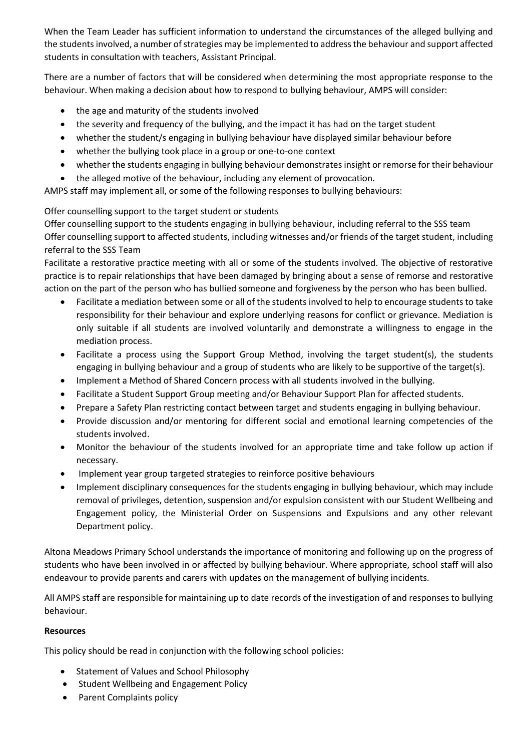When the Team Leader has sufficient information to understand the circumstances of the alleged bullying and the students involved, a number of strategies may be implemented to address the behaviour and support affected students in consultation with teachers, Assistant Principal.

There are a number of factors that will be considered when determining the most appropriate response to the behaviour. When making a decision about how to respond to bullying behaviour, AMPS will consider:

- the age and maturity of the students involved
- the severity and frequency of the bullying, and the impact it has had on the target student
- whether the student/s engaging in bullying behaviour have displayed similar behaviour before
- whether the bullying took place in a group or one-to-one context
- whether the students engaging in bullying behaviour demonstrates insight or remorse for their behaviour
- the alleged motive of the behaviour, including any element of provocation.

AMPS staff may implement all, or some of the following responses to bullying behaviours:

Offer counselling support to the target student or students
Offer counselling support to the students engaging in bullying behaviour, including referral to the SSS team
Offer counselling support to affected students, including witnesses and/or friends of the target student, including referral to the SSS Team
Facilitate a restorative practice meeting with all or some of the students involved. The objective of restorative practice is to repair relationships that have been damaged by bringing about a sense of remorse and restorative action on the part of the person who has bullied someone and forgiveness by the person who has been bullied.

- Facilitate a mediation between some or all of the students involved to help to encourage students to take responsibility for their behaviour and explore underlying reasons for conflict or grievance. Mediation is only suitable if all students are involved voluntarily and demonstrate a willingness to engage in the mediation process.
- Facilitate a process using the Support Group Method, involving the target student(s), the students engaging in bullying behaviour and a group of students who are likely to be supportive of the target(s).
- Implement a Method of Shared Concern process with all students involved in the bullying.
- Facilitate a Student Support Group meeting and/or Behaviour Support Plan for affected students.
- Prepare a Safety Plan restricting contact between target and students engaging in bullying behaviour.
- Provide discussion and/or mentoring for different social and emotional learning competencies of the students involved.
- Monitor the behaviour of the students involved for an appropriate time and take follow up action if necessary.
- Implement year group targeted strategies to reinforce positive behaviours
- Implement disciplinary consequences for the students engaging in bullying behaviour, which may include removal of privileges, detention, suspension and/or expulsion consistent with our Student Wellbeing and Engagement policy, the Ministerial Order on Suspensions and Expulsions and any other relevant Department policy.

Altona Meadows Primary School understands the importance of monitoring and following up on the progress of students who have been involved in or affected by bullying behaviour. Where appropriate, school staff will also endeavour to provide parents and carers with updates on the management of bullying incidents.

All AMPS staff are responsible for maintaining up to date records of the investigation of and responses to bullying behaviour.

**Resources**

This policy should be read in conjunction with the following school policies:

- Statement of Values and School Philosophy
- Student Wellbeing and Engagement Policy
- Parent Complaints policy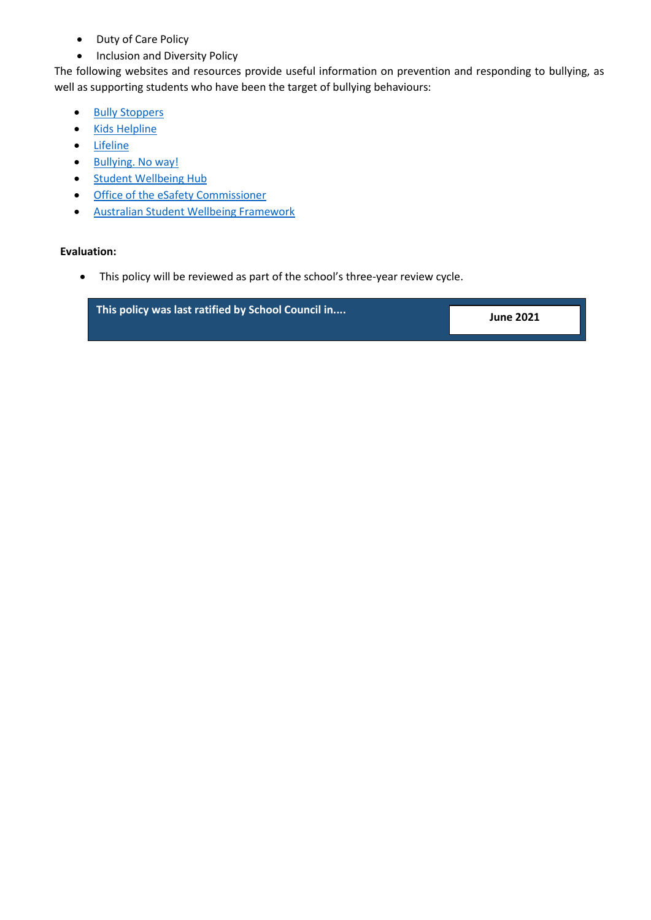- Duty of Care Policy
- Inclusion and Diversity Policy

The following websites and resources provide useful information on prevention and responding to bullying, as well as supporting students who have been the target of bullying behaviours:

- Bully Stoppers
- Kids Helpline
- Lifeline
- Bullying. No way!
- Student Wellbeing Hub
- Office of the eSafety Commissioner
- Australian Student Wellbeing Framework

**Evaluation:**

- This policy will be reviewed as part of the school's three-year review cycle.

| | |
|---|---|
| **This policy was last ratified by School Council in....** | **June 2021** |